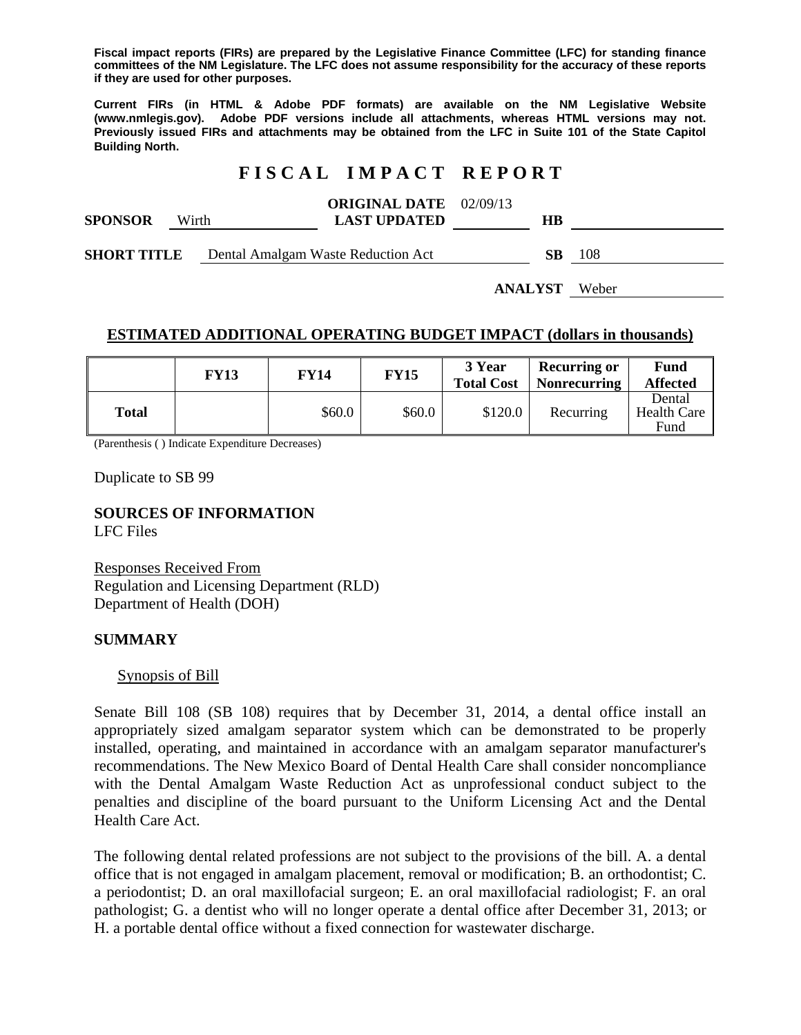**Fiscal impact reports (FIRs) are prepared by the Legislative Finance Committee (LFC) for standing finance committees of the NM Legislature. The LFC does not assume responsibility for the accuracy of these reports if they are used for other purposes.**

**Current FIRs (in HTML & Adobe PDF formats) are available on the NM Legislative Website (www.nmlegis.gov). Adobe PDF versions include all attachments, whereas HTML versions may not. Previously issued FIRs and attachments may be obtained from the LFC in Suite 101 of the State Capitol Building North.**

# FISCAL IMPACT REPORT

| | | | |
|---|---|---|---|
| **SPONSOR** | Wirth | **ORIGINAL DATE** 02/09/13 **LAST UPDATED** | **HB** |
| **SHORT TITLE** | Dental Amalgam Waste Reduction Act | | **SB** 108 |
| | | **ANALYST** | Weber |

## ESTIMATED ADDITIONAL OPERATING BUDGET IMPACT (dollars in thousands)

| | FY13 | FY14 | FY15 | 3 Year Total Cost | Recurring or Nonrecurring | Fund Affected |
|---|---|---|---|---|---|---|
| **Total** | | $60.0 | $60.0 | $120.0 | Recurring | Dental Health Care Fund |

(Parenthesis ( ) Indicate Expenditure Decreases)

Duplicate to SB 99

**SOURCES OF INFORMATION**
LFC Files

Responses Received From
Regulation and Licensing Department (RLD)
Department of Health (DOH)

## SUMMARY

Synopsis of Bill

Senate Bill 108 (SB 108) requires that by December 31, 2014, a dental office install an appropriately sized amalgam separator system which can be demonstrated to be properly installed, operating, and maintained in accordance with an amalgam separator manufacturer's recommendations. The New Mexico Board of Dental Health Care shall consider noncompliance with the Dental Amalgam Waste Reduction Act as unprofessional conduct subject to the penalties and discipline of the board pursuant to the Uniform Licensing Act and the Dental Health Care Act.

The following dental related professions are not subject to the provisions of the bill. A. a dental office that is not engaged in amalgam placement, removal or modification; B. an orthodontist; C. a periodontist; D. an oral maxillofacial surgeon; E. an oral maxillofacial radiologist; F. an oral pathologist; G. a dentist who will no longer operate a dental office after December 31, 2013; or H. a portable dental office without a fixed connection for wastewater discharge.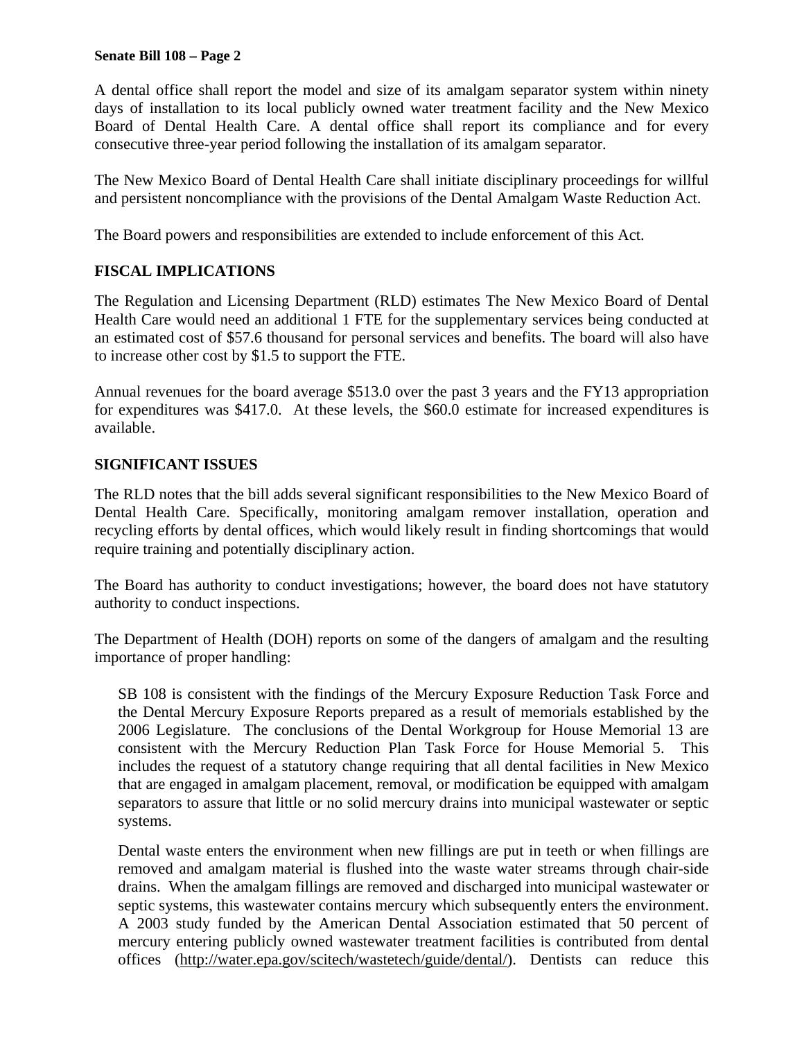A dental office shall report the model and size of its amalgam separator system within ninety days of installation to its local publicly owned water treatment facility and the New Mexico Board of Dental Health Care. A dental office shall report its compliance and for every consecutive three-year period following the installation of its amalgam separator.

The New Mexico Board of Dental Health Care shall initiate disciplinary proceedings for willful and persistent noncompliance with the provisions of the Dental Amalgam Waste Reduction Act.

The Board powers and responsibilities are extended to include enforcement of this Act.

## FISCAL IMPLICATIONS

The Regulation and Licensing Department (RLD) estimates The New Mexico Board of Dental Health Care would need an additional 1 FTE for the supplementary services being conducted at an estimated cost of $57.6 thousand for personal services and benefits. The board will also have to increase other cost by $1.5 to support the FTE.

Annual revenues for the board average $513.0 over the past 3 years and the FY13 appropriation for expenditures was $417.0. At these levels, the $60.0 estimate for increased expenditures is available.

## SIGNIFICANT ISSUES

The RLD notes that the bill adds several significant responsibilities to the New Mexico Board of Dental Health Care. Specifically, monitoring amalgam remover installation, operation and recycling efforts by dental offices, which would likely result in finding shortcomings that would require training and potentially disciplinary action.

The Board has authority to conduct investigations; however, the board does not have statutory authority to conduct inspections.

The Department of Health (DOH) reports on some of the dangers of amalgam and the resulting importance of proper handling:

> SB 108 is consistent with the findings of the Mercury Exposure Reduction Task Force and the Dental Mercury Exposure Reports prepared as a result of memorials established by the 2006 Legislature. The conclusions of the Dental Workgroup for House Memorial 13 are consistent with the Mercury Reduction Plan Task Force for House Memorial 5. This includes the request of a statutory change requiring that all dental facilities in New Mexico that are engaged in amalgam placement, removal, or modification be equipped with amalgam separators to assure that little or no solid mercury drains into municipal wastewater or septic systems.
>
> Dental waste enters the environment when new fillings are put in teeth or when fillings are removed and amalgam material is flushed into the waste water streams through chair-side drains. When the amalgam fillings are removed and discharged into municipal wastewater or septic systems, this wastewater contains mercury which subsequently enters the environment. A 2003 study funded by the American Dental Association estimated that 50 percent of mercury entering publicly owned wastewater treatment facilities is contributed from dental offices (http://water.epa.gov/scitech/wastetech/guide/dental/). Dentists can reduce this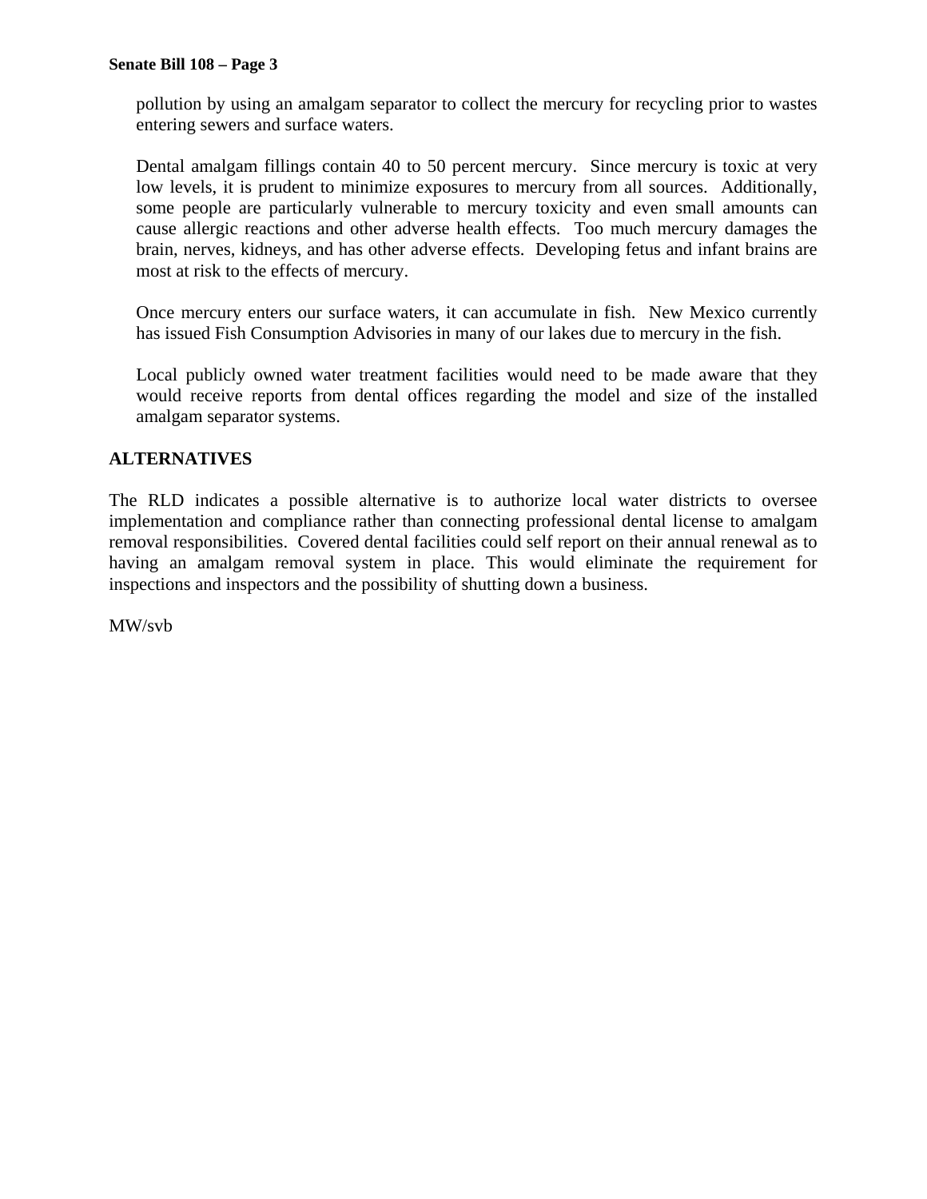pollution by using an amalgam separator to collect the mercury for recycling prior to wastes entering sewers and surface waters.

Dental amalgam fillings contain 40 to 50 percent mercury. Since mercury is toxic at very low levels, it is prudent to minimize exposures to mercury from all sources. Additionally, some people are particularly vulnerable to mercury toxicity and even small amounts can cause allergic reactions and other adverse health effects. Too much mercury damages the brain, nerves, kidneys, and has other adverse effects. Developing fetus and infant brains are most at risk to the effects of mercury.

Once mercury enters our surface waters, it can accumulate in fish. New Mexico currently has issued Fish Consumption Advisories in many of our lakes due to mercury in the fish.

Local publicly owned water treatment facilities would need to be made aware that they would receive reports from dental offices regarding the model and size of the installed amalgam separator systems.

**ALTERNATIVES**

The RLD indicates a possible alternative is to authorize local water districts to oversee implementation and compliance rather than connecting professional dental license to amalgam removal responsibilities. Covered dental facilities could self report on their annual renewal as to having an amalgam removal system in place. This would eliminate the requirement for inspections and inspectors and the possibility of shutting down a business.

MW/svb